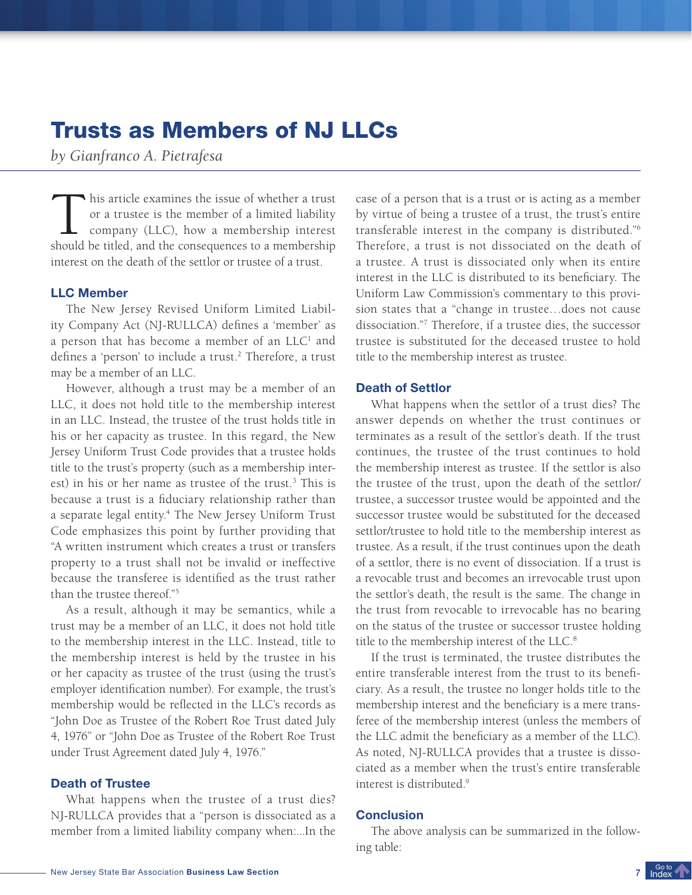# Trusts as Members of NJ LLCs

*by Gianfranco A. Pietrafesa*

This article examines the issue of whether a trust or a trustee is the member of a limited liability company (LLC), how a membership interest should be titled, and the consequences to a membership interest on the death of the settlor or trustee of a trust.

### LLC Member

The New Jersey Revised Uniform Limited Liability Company Act (NJ-RULLCA) defines a 'member' as a person that has become a member of an LLC[1] and defines a 'person' to include a trust.[2] Therefore, a trust may be a member of an LLC.

However, although a trust may be a member of an LLC, it does not hold title to the membership interest in an LLC. Instead, the trustee of the trust holds title in his or her capacity as trustee. In this regard, the New Jersey Uniform Trust Code provides that a trustee holds title to the trust's property (such as a membership interest) in his or her name as trustee of the trust.[3] This is because a trust is a fiduciary relationship rather than a separate legal entity.[4] The New Jersey Uniform Trust Code emphasizes this point by further providing that "A written instrument which creates a trust or transfers property to a trust shall not be invalid or ineffective because the transferee is identified as the trust rather than the trustee thereof."[5]

As a result, although it may be semantics, while a trust may be a member of an LLC, it does not hold title to the membership interest in the LLC. Instead, title to the membership interest is held by the trustee in his or her capacity as trustee of the trust (using the trust's employer identification number). For example, the trust's membership would be reflected in the LLC's records as "John Doe as Trustee of the Robert Roe Trust dated July 4, 1976" or "John Doe as Trustee of the Robert Roe Trust under Trust Agreement dated July 4, 1976."

### Death of Trustee

What happens when the trustee of a trust dies? NJ-RULLCA provides that a "person is dissociated as a member from a limited liability company when:...In the case of a person that is a trust or is acting as a member by virtue of being a trustee of a trust, the trust's entire transferable interest in the company is distributed."[6] Therefore, a trust is not dissociated on the death of a trustee. A trust is dissociated only when its entire interest in the LLC is distributed to its beneficiary. The Uniform Law Commission's commentary to this provision states that a "change in trustee…does not cause dissociation."[7] Therefore, if a trustee dies, the successor trustee is substituted for the deceased trustee to hold title to the membership interest as trustee.

### Death of Settlor

What happens when the settlor of a trust dies? The answer depends on whether the trust continues or terminates as a result of the settlor's death. If the trust continues, the trustee of the trust continues to hold the membership interest as trustee. If the settlor is also the trustee of the trust, upon the death of the settlor/trustee, a successor trustee would be appointed and the successor trustee would be substituted for the deceased settlor/trustee to hold title to the membership interest as trustee. As a result, if the trust continues upon the death of a settlor, there is no event of dissociation. If a trust is a revocable trust and becomes an irrevocable trust upon the settlor's death, the result is the same. The change in the trust from revocable to irrevocable has no bearing on the status of the trustee or successor trustee holding title to the membership interest of the LLC.[8]

If the trust is terminated, the trustee distributes the entire transferable interest from the trust to its beneficiary. As a result, the trustee no longer holds title to the membership interest and the beneficiary is a mere transferee of the membership interest (unless the members of the LLC admit the beneficiary as a member of the LLC). As noted, NJ-RULLCA provides that a trustee is dissociated as a member when the trust's entire transferable interest is distributed.[9]

### Conclusion

The above analysis can be summarized in the following table: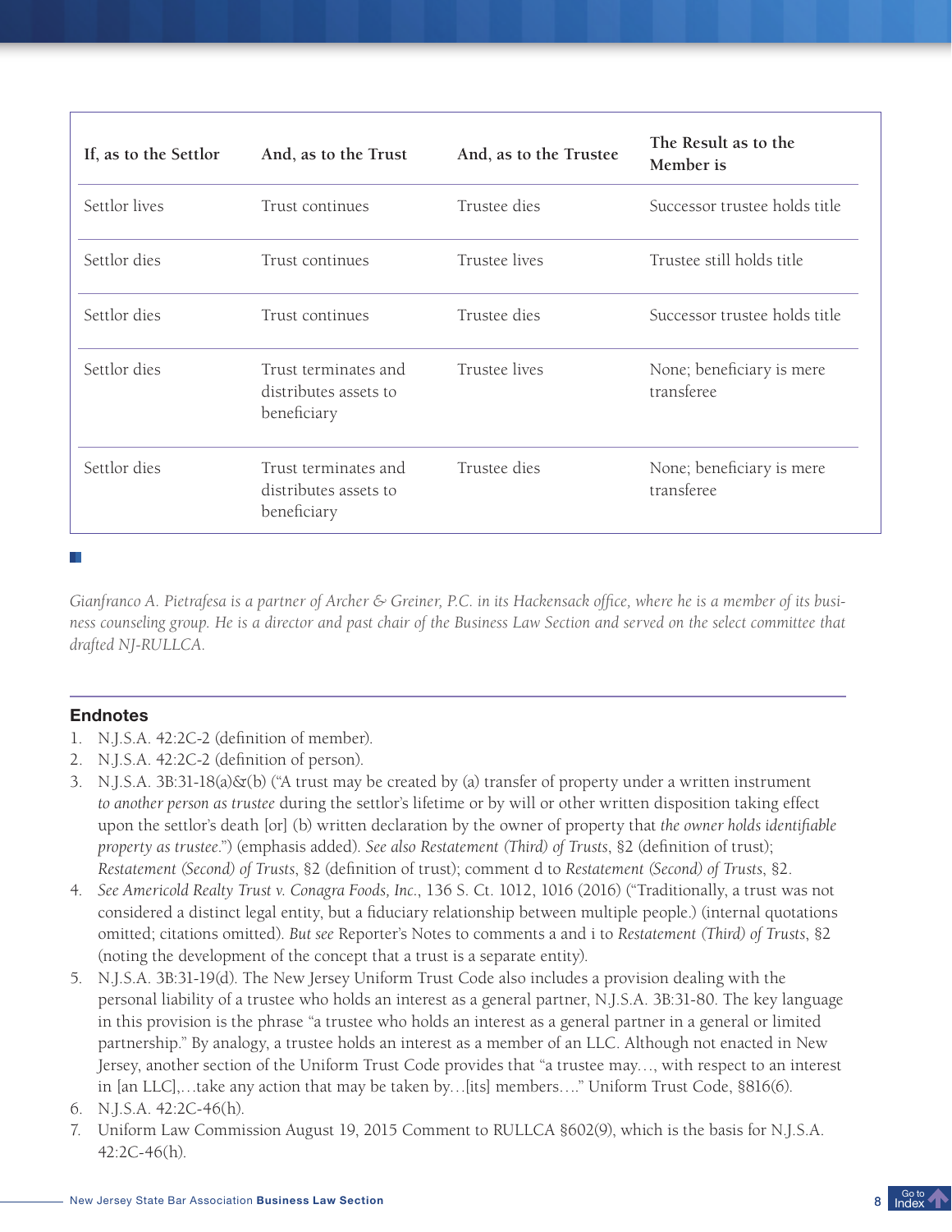| If, as to the Settlor | And, as to the Trust | And, as to the Trustee | The Result as to the Member is |
|---|---|---|---|
| Settlor lives | Trust continues | Trustee dies | Successor trustee holds title |
| Settlor dies | Trust continues | Trustee lives | Trustee still holds title |
| Settlor dies | Trust continues | Trustee dies | Successor trustee holds title |
| Settlor dies | Trust terminates and distributes assets to beneficiary | Trustee lives | None; beneficiary is mere transferee |
| Settlor dies | Trust terminates and distributes assets to beneficiary | Trustee dies | None; beneficiary is mere transferee |

*Gianfranco A. Pietrafesa is a partner of Archer & Greiner, P.C. in its Hackensack office, where he is a member of its business counseling group. He is a director and past chair of the Business Law Section and served on the select committee that drafted NJ-RULLCA.*

## Endnotes

1. N.J.S.A. 42:2C-2 (definition of member).
2. N.J.S.A. 42:2C-2 (definition of person).
3. N.J.S.A. 3B:31-18(a)&(b) ("A trust may be created by (a) transfer of property under a written instrument *to another person as trustee* during the settlor's lifetime or by will or other written disposition taking effect upon the settlor's death [or] (b) written declaration by the owner of property that *the owner holds identifiable property as trustee*.") (emphasis added). *See also Restatement (Third) of Trusts*, §2 (definition of trust); *Restatement (Second) of Trusts*, §2 (definition of trust); comment d to *Restatement (Second) of Trusts*, §2.
4. *See Americold Realty Trust v. Conagra Foods, Inc.*, 136 S. Ct. 1012, 1016 (2016) ("Traditionally, a trust was not considered a distinct legal entity, but a fiduciary relationship between multiple people.) (internal quotations omitted; citations omitted). *But see* Reporter's Notes to comments a and i to *Restatement (Third) of Trusts*, §2 (noting the development of the concept that a trust is a separate entity).
5. N.J.S.A. 3B:31-19(d). The New Jersey Uniform Trust Code also includes a provision dealing with the personal liability of a trustee who holds an interest as a general partner, N.J.S.A. 3B:31-80. The key language in this provision is the phrase "a trustee who holds an interest as a general partner in a general or limited partnership." By analogy, a trustee holds an interest as a member of an LLC. Although not enacted in New Jersey, another section of the Uniform Trust Code provides that "a trustee may…, with respect to an interest in [an LLC],…take any action that may be taken by…[its] members…." Uniform Trust Code, §816(6).
6. N.J.S.A. 42:2C-46(h).
7. Uniform Law Commission August 19, 2015 Comment to RULLCA §602(9), which is the basis for N.J.S.A. 42:2C-46(h).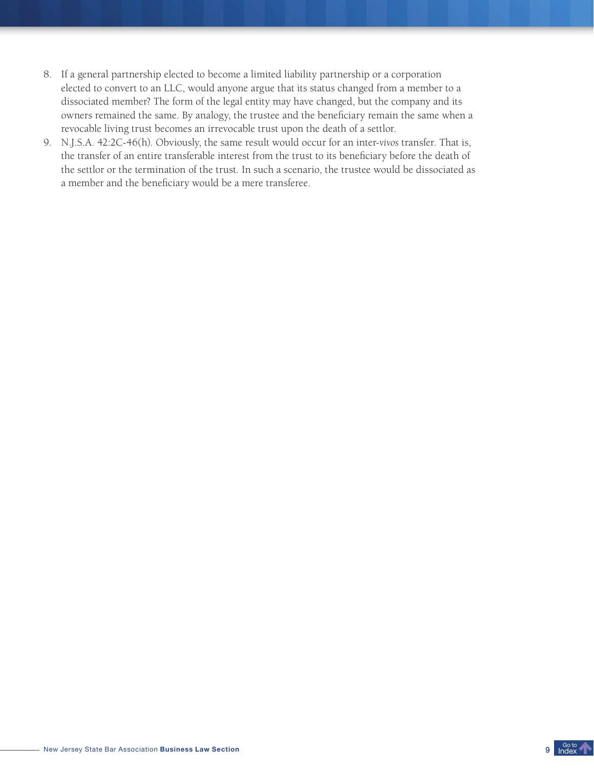8. If a general partnership elected to become a limited liability partnership or a corporation elected to convert to an LLC, would anyone argue that its status changed from a member to a dissociated member? The form of the legal entity may have changed, but the company and its owners remained the same. By analogy, the trustee and the beneficiary remain the same when a revocable living trust becomes an irrevocable trust upon the death of a settlor.
9. N.J.S.A. 42:2C-46(h). Obviously, the same result would occur for an inter-*vivos* transfer. That is, the transfer of an entire transferable interest from the trust to its beneficiary before the death of the settlor or the termination of the trust. In such a scenario, the trustee would be dissociated as a member and the beneficiary would be a mere transferee.